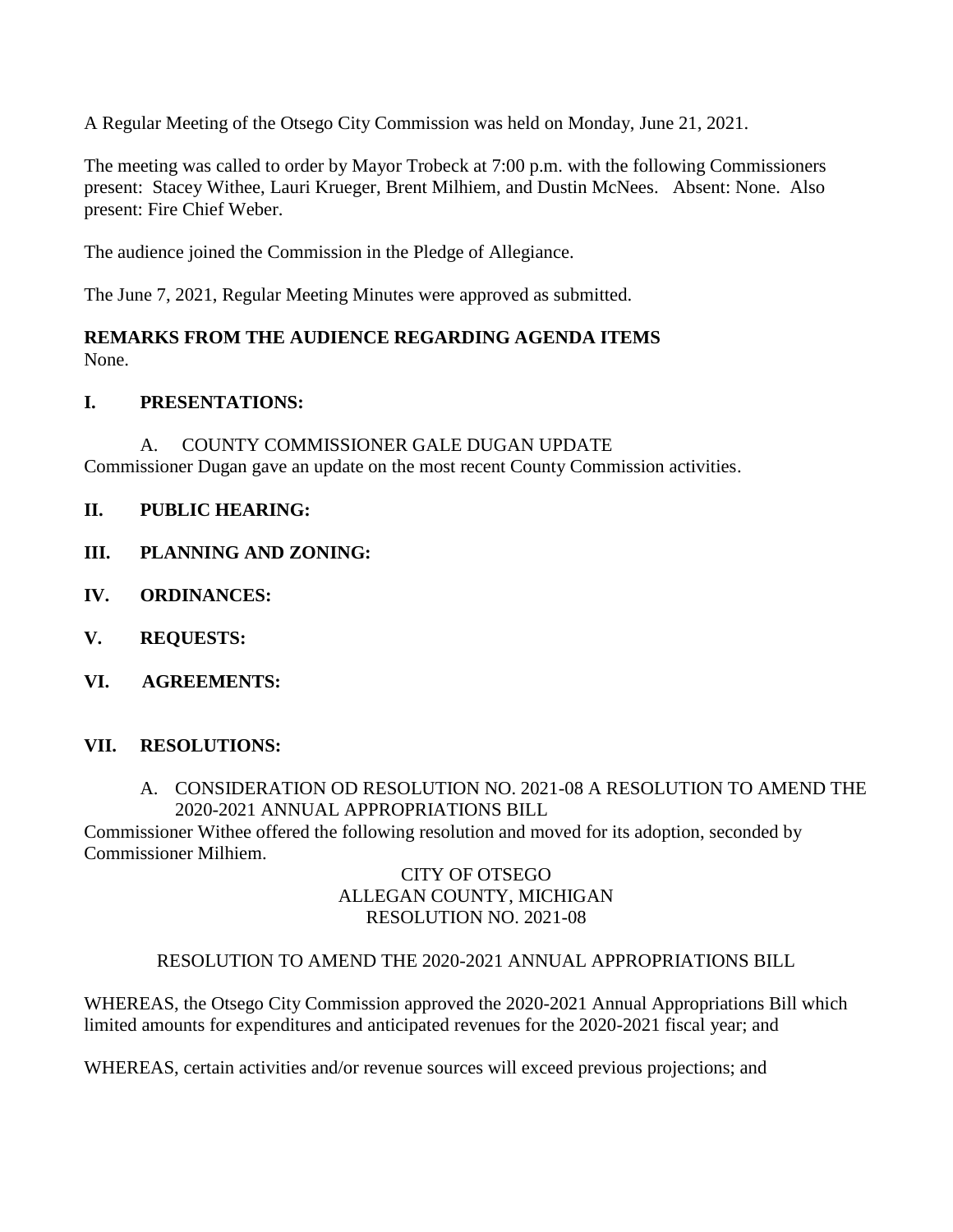A Regular Meeting of the Otsego City Commission was held on Monday, June 21, 2021.

The meeting was called to order by Mayor Trobeck at 7:00 p.m. with the following Commissioners present: Stacey Withee, Lauri Krueger, Brent Milhiem, and Dustin McNees. Absent: None. Also present: Fire Chief Weber.

The audience joined the Commission in the Pledge of Allegiance.

The June 7, 2021, Regular Meeting Minutes were approved as submitted.

**REMARKS FROM THE AUDIENCE REGARDING AGENDA ITEMS**
None.

**I. PRESENTATIONS:**

A. COUNTY COMMISSIONER GALE DUGAN UPDATE
Commissioner Dugan gave an update on the most recent County Commission activities.

**II. PUBLIC HEARING:**

**III. PLANNING AND ZONING:**

**IV. ORDINANCES:**

**V. REQUESTS:**

**VI. AGREEMENTS:**

**VII. RESOLUTIONS:**

A. CONSIDERATION OD RESOLUTION NO. 2021-08 A RESOLUTION TO AMEND THE 2020-2021 ANNUAL APPROPRIATIONS BILL

Commissioner Withee offered the following resolution and moved for its adoption, seconded by Commissioner Milhiem.

CITY OF OTSEGO
ALLEGAN COUNTY, MICHIGAN
RESOLUTION NO. 2021-08

RESOLUTION TO AMEND THE 2020-2021 ANNUAL APPROPRIATIONS BILL

WHEREAS, the Otsego City Commission approved the 2020-2021 Annual Appropriations Bill which limited amounts for expenditures and anticipated revenues for the 2020-2021 fiscal year; and

WHEREAS, certain activities and/or revenue sources will exceed previous projections; and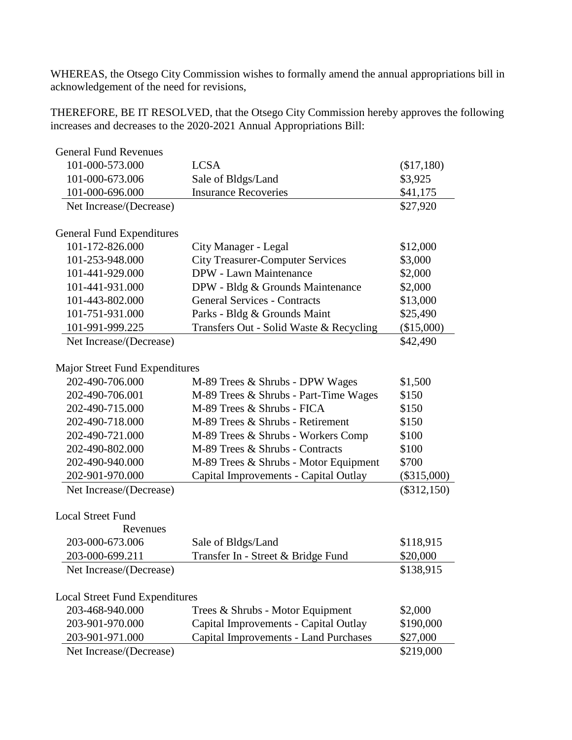WHEREAS, the Otsego City Commission wishes to formally amend the annual appropriations bill in acknowledgement of the need for revisions,

THEREFORE, BE IT RESOLVED, that the Otsego City Commission hereby approves the following increases and decreases to the 2020-2021 Annual Appropriations Bill:

| General Fund Revenues | | |
|---|---|---|
| 101-000-573.000 | LCSA | ($17,180) |
| 101-000-673.006 | Sale of Bldgs/Land | $3,925 |
| 101-000-696.000 | Insurance Recoveries | $41,175 |
| Net Increase/(Decrease) | | $27,920 |

| General Fund Expenditures | | |
|---|---|---|
| 101-172-826.000 | City Manager - Legal | $12,000 |
| 101-253-948.000 | City Treasurer-Computer Services | $3,000 |
| 101-441-929.000 | DPW - Lawn Maintenance | $2,000 |
| 101-441-931.000 | DPW - Bldg & Grounds Maintenance | $2,000 |
| 101-443-802.000 | General Services - Contracts | $13,000 |
| 101-751-931.000 | Parks - Bldg & Grounds Maint | $25,490 |
| 101-991-999.225 | Transfers Out - Solid Waste & Recycling | ($15,000) |
| Net Increase/(Decrease) | | $42,490 |

| Major Street Fund Expenditures | | |
|---|---|---|
| 202-490-706.000 | M-89 Trees & Shrubs - DPW Wages | $1,500 |
| 202-490-706.001 | M-89 Trees & Shrubs - Part-Time Wages | $150 |
| 202-490-715.000 | M-89 Trees & Shrubs - FICA | $150 |
| 202-490-718.000 | M-89 Trees & Shrubs - Retirement | $150 |
| 202-490-721.000 | M-89 Trees & Shrubs - Workers Comp | $100 |
| 202-490-802.000 | M-89 Trees & Shrubs - Contracts | $100 |
| 202-490-940.000 | M-89 Trees & Shrubs - Motor Equipment | $700 |
| 202-901-970.000 | Capital Improvements - Capital Outlay | ($315,000) |
| Net Increase/(Decrease) | | ($312,150) |

| Local Street Fund | | |
|---|---|---|
| Revenues | | |
| 203-000-673.006 | Sale of Bldgs/Land | $118,915 |
| 203-000-699.211 | Transfer In - Street & Bridge Fund | $20,000 |
| Net Increase/(Decrease) | | $138,915 |

| Local Street Fund Expenditures | | |
|---|---|---|
| 203-468-940.000 | Trees & Shrubs - Motor Equipment | $2,000 |
| 203-901-970.000 | Capital Improvements - Capital Outlay | $190,000 |
| 203-901-971.000 | Capital Improvements - Land Purchases | $27,000 |
| Net Increase/(Decrease) | | $219,000 |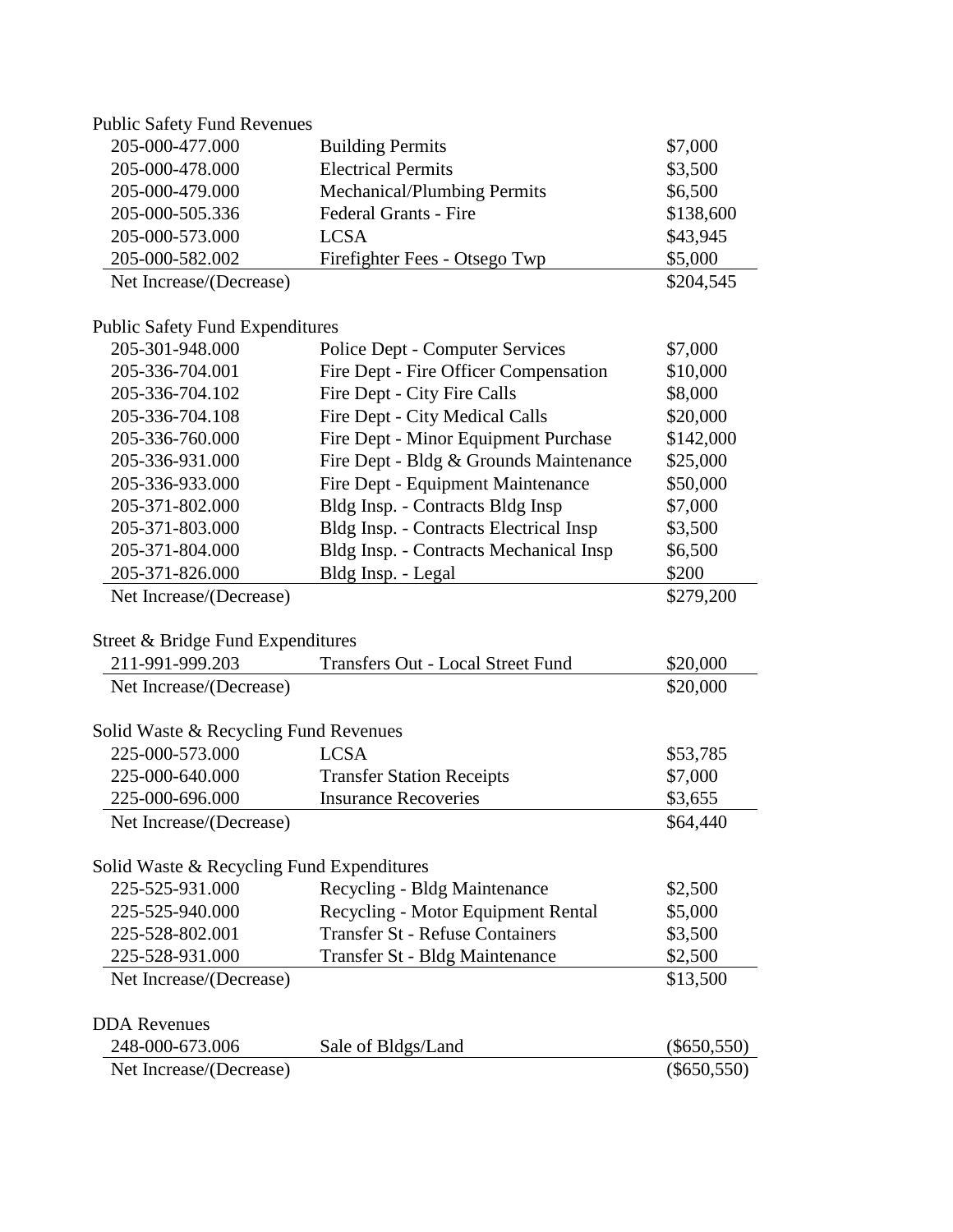Public Safety Fund Revenues

| | | |
|---|---|---|
| 205-000-477.000 | Building Permits | $7,000 |
| 205-000-478.000 | Electrical Permits | $3,500 |
| 205-000-479.000 | Mechanical/Plumbing Permits | $6,500 |
| 205-000-505.336 | Federal Grants - Fire | $138,600 |
| 205-000-573.000 | LCSA | $43,945 |
| 205-000-582.002 | Firefighter Fees - Otsego Twp | $5,000 |
| Net Increase/(Decrease) | | $204,545 |

Public Safety Fund Expenditures

| | | |
|---|---|---|
| 205-301-948.000 | Police Dept - Computer Services | $7,000 |
| 205-336-704.001 | Fire Dept - Fire Officer Compensation | $10,000 |
| 205-336-704.102 | Fire Dept - City Fire Calls | $8,000 |
| 205-336-704.108 | Fire Dept - City Medical Calls | $20,000 |
| 205-336-760.000 | Fire Dept - Minor Equipment Purchase | $142,000 |
| 205-336-931.000 | Fire Dept - Bldg & Grounds Maintenance | $25,000 |
| 205-336-933.000 | Fire Dept - Equipment Maintenance | $50,000 |
| 205-371-802.000 | Bldg Insp. - Contracts Bldg Insp | $7,000 |
| 205-371-803.000 | Bldg Insp. - Contracts Electrical Insp | $3,500 |
| 205-371-804.000 | Bldg Insp. - Contracts Mechanical Insp | $6,500 |
| 205-371-826.000 | Bldg Insp. - Legal | $200 |
| Net Increase/(Decrease) | | $279,200 |

Street & Bridge Fund Expenditures

| | | |
|---|---|---|
| 211-991-999.203 | Transfers Out - Local Street Fund | $20,000 |
| Net Increase/(Decrease) | | $20,000 |

Solid Waste & Recycling Fund Revenues

| | | |
|---|---|---|
| 225-000-573.000 | LCSA | $53,785 |
| 225-000-640.000 | Transfer Station Receipts | $7,000 |
| 225-000-696.000 | Insurance Recoveries | $3,655 |
| Net Increase/(Decrease) | | $64,440 |

Solid Waste & Recycling Fund Expenditures

| | | |
|---|---|---|
| 225-525-931.000 | Recycling - Bldg Maintenance | $2,500 |
| 225-525-940.000 | Recycling - Motor Equipment Rental | $5,000 |
| 225-528-802.001 | Transfer St - Refuse Containers | $3,500 |
| 225-528-931.000 | Transfer St - Bldg Maintenance | $2,500 |
| Net Increase/(Decrease) | | $13,500 |

DDA Revenues

| | | |
|---|---|---|
| 248-000-673.006 | Sale of Bldgs/Land | ($650,550) |
| Net Increase/(Decrease) | | ($650,550) |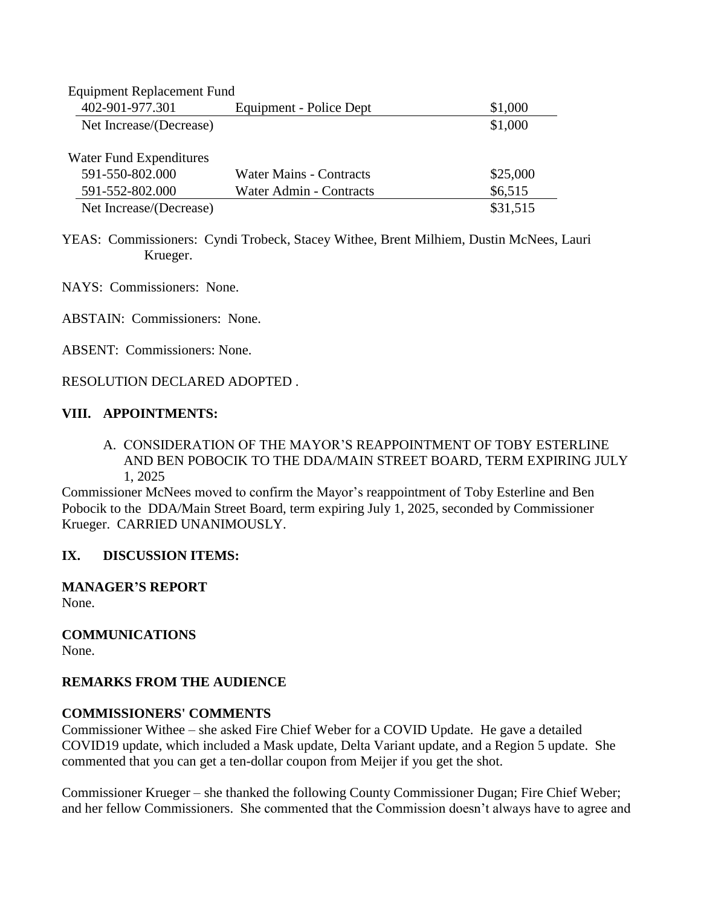Equipment Replacement Fund

| | | |
|---|---|---|
| 402-901-977.301 | Equipment - Police Dept | $1,000 |
| Net Increase/(Decrease) | | $1,000 |

Water Fund Expenditures

| | | |
|---|---|---|
| 591-550-802.000 | Water Mains - Contracts | $25,000 |
| 591-552-802.000 | Water Admin - Contracts | $6,515 |
| Net Increase/(Decrease) | | $31,515 |

YEAS: Commissioners: Cyndi Trobeck, Stacey Withee, Brent Milhiem, Dustin McNees, Lauri Krueger.

NAYS: Commissioners: None.

ABSTAIN: Commissioners: None.

ABSENT: Commissioners: None.

RESOLUTION DECLARED ADOPTED .

## VIII. APPOINTMENTS:

A. CONSIDERATION OF THE MAYOR'S REAPPOINTMENT OF TOBY ESTERLINE AND BEN POBOCIK TO THE DDA/MAIN STREET BOARD, TERM EXPIRING JULY 1, 2025

Commissioner McNees moved to confirm the Mayor's reappointment of Toby Esterline and Ben Pobocik to the DDA/Main Street Board, term expiring July 1, 2025, seconded by Commissioner Krueger. CARRIED UNANIMOUSLY.

## IX. DISCUSSION ITEMS:

**MANAGER'S REPORT**

None.

**COMMUNICATIONS**

None.

**REMARKS FROM THE AUDIENCE**

**COMMISSIONERS' COMMENTS**

Commissioner Withee – she asked Fire Chief Weber for a COVID Update. He gave a detailed COVID19 update, which included a Mask update, Delta Variant update, and a Region 5 update. She commented that you can get a ten-dollar coupon from Meijer if you get the shot.

Commissioner Krueger – she thanked the following County Commissioner Dugan; Fire Chief Weber; and her fellow Commissioners. She commented that the Commission doesn't always have to agree and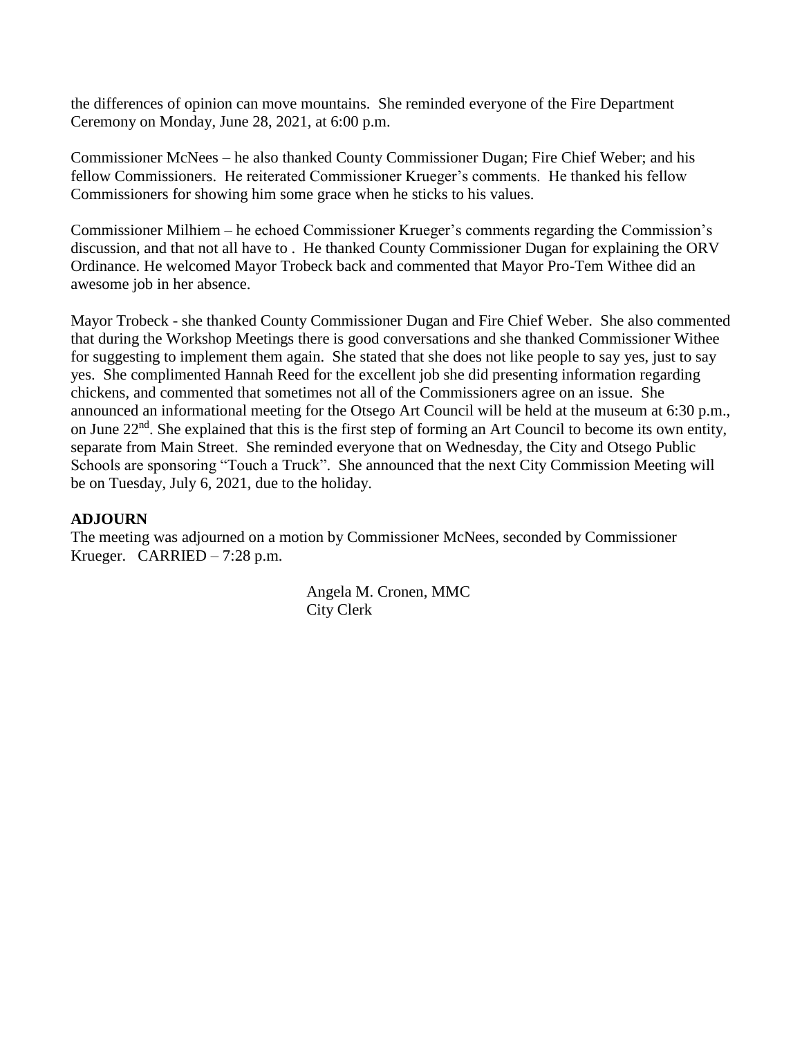the differences of opinion can move mountains. She reminded everyone of the Fire Department Ceremony on Monday, June 28, 2021, at 6:00 p.m.

Commissioner McNees – he also thanked County Commissioner Dugan; Fire Chief Weber; and his fellow Commissioners. He reiterated Commissioner Krueger's comments. He thanked his fellow Commissioners for showing him some grace when he sticks to his values.

Commissioner Milhiem – he echoed Commissioner Krueger's comments regarding the Commission's discussion, and that not all have to . He thanked County Commissioner Dugan for explaining the ORV Ordinance. He welcomed Mayor Trobeck back and commented that Mayor Pro-Tem Withee did an awesome job in her absence.

Mayor Trobeck - she thanked County Commissioner Dugan and Fire Chief Weber. She also commented that during the Workshop Meetings there is good conversations and she thanked Commissioner Withee for suggesting to implement them again. She stated that she does not like people to say yes, just to say yes. She complimented Hannah Reed for the excellent job she did presenting information regarding chickens, and commented that sometimes not all of the Commissioners agree on an issue. She announced an informational meeting for the Otsego Art Council will be held at the museum at 6:30 p.m., on June 22nd. She explained that this is the first step of forming an Art Council to become its own entity, separate from Main Street. She reminded everyone that on Wednesday, the City and Otsego Public Schools are sponsoring "Touch a Truck". She announced that the next City Commission Meeting will be on Tuesday, July 6, 2021, due to the holiday.

**ADJOURN**

The meeting was adjourned on a motion by Commissioner McNees, seconded by Commissioner Krueger. CARRIED – 7:28 p.m.

Angela M. Cronen, MMC
City Clerk